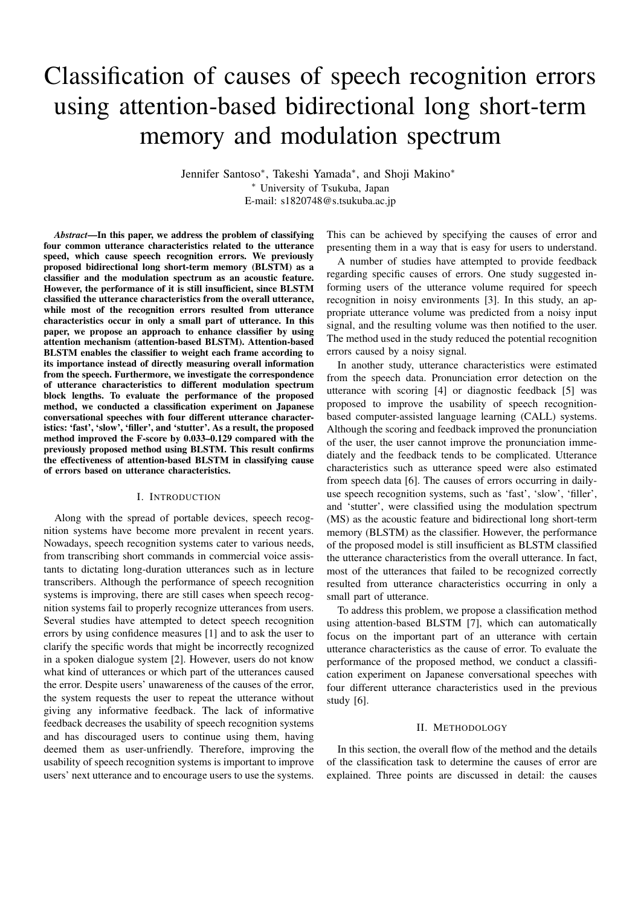# Classification of causes of speech recognition errors using attention-based bidirectional long short-term memory and modulation spectrum

Jennifer Santoso*, Takeshi Yamada*, and Shoji Makino*

* University of Tsukuba, Japan

E-mail: s1820748@s.tsukuba.ac.jp

***Abstract*—In this paper, we address the problem of classifying four common utterance characteristics related to the utterance speed, which cause speech recognition errors. We previously proposed bidirectional long short-term memory (BLSTM) as a classifier and the modulation spectrum as an acoustic feature. However, the performance of it is still insufficient, since BLSTM classified the utterance characteristics from the overall utterance, while most of the recognition errors resulted from utterance characteristics occur in only a small part of utterance. In this paper, we propose an approach to enhance classifier by using attention mechanism (attention-based BLSTM). Attention-based BLSTM enables the classifier to weight each frame according to its importance instead of directly measuring overall information from the speech. Furthermore, we investigate the correspondence of utterance characteristics to different modulation spectrum block lengths. To evaluate the performance of the proposed method, we conducted a classification experiment on Japanese conversational speeches with four different utterance characteristics: 'fast', 'slow', 'filler', and 'stutter'. As a result, the proposed method improved the F-score by 0.033–0.129 compared with the previously proposed method using BLSTM. This result confirms the effectiveness of attention-based BLSTM in classifying cause of errors based on utterance characteristics.**

## I. Introduction

Along with the spread of portable devices, speech recognition systems have become more prevalent in recent years. Nowadays, speech recognition systems cater to various needs, from transcribing short commands in commercial voice assistants to dictating long-duration utterances such as in lecture transcribers. Although the performance of speech recognition systems is improving, there are still cases when speech recognition systems fail to properly recognize utterances from users. Several studies have attempted to detect speech recognition errors by using confidence measures [1] and to ask the user to clarify the specific words that might be incorrectly recognized in a spoken dialogue system [2]. However, users do not know what kind of utterances or which part of the utterances caused the error. Despite users' unawareness of the causes of the error, the system requests the user to repeat the utterance without giving any informative feedback. The lack of informative feedback decreases the usability of speech recognition systems and has discouraged users to continue using them, having deemed them as user-unfriendly. Therefore, improving the usability of speech recognition systems is important to improve users' next utterance and to encourage users to use the systems. This can be achieved by specifying the causes of error and presenting them in a way that is easy for users to understand.

A number of studies have attempted to provide feedback regarding specific causes of errors. One study suggested informing users of the utterance volume required for speech recognition in noisy environments [3]. In this study, an appropriate utterance volume was predicted from a noisy input signal, and the resulting volume was then notified to the user. The method used in the study reduced the potential recognition errors caused by a noisy signal.

In another study, utterance characteristics were estimated from the speech data. Pronunciation error detection on the utterance with scoring [4] or diagnostic feedback [5] was proposed to improve the usability of speech recognition-based computer-assisted language learning (CALL) systems. Although the scoring and feedback improved the pronunciation of the user, the user cannot improve the pronunciation immediately and the feedback tends to be complicated. Utterance characteristics such as utterance speed were also estimated from speech data [6]. The causes of errors occurring in daily-use speech recognition systems, such as 'fast', 'slow', 'filler', and 'stutter', were classified using the modulation spectrum (MS) as the acoustic feature and bidirectional long short-term memory (BLSTM) as the classifier. However, the performance of the proposed model is still insufficient as BLSTM classified the utterance characteristics from the overall utterance. In fact, most of the utterances that failed to be recognized correctly resulted from utterance characteristics occurring in only a small part of utterance.

To address this problem, we propose a classification method using attention-based BLSTM [7], which can automatically focus on the important part of an utterance with certain utterance characteristics as the cause of error. To evaluate the performance of the proposed method, we conduct a classification experiment on Japanese conversational speeches with four different utterance characteristics used in the previous study [6].

## II. Methodology

In this section, the overall flow of the method and the details of the classification task to determine the causes of error are explained. Three points are discussed in detail: the causes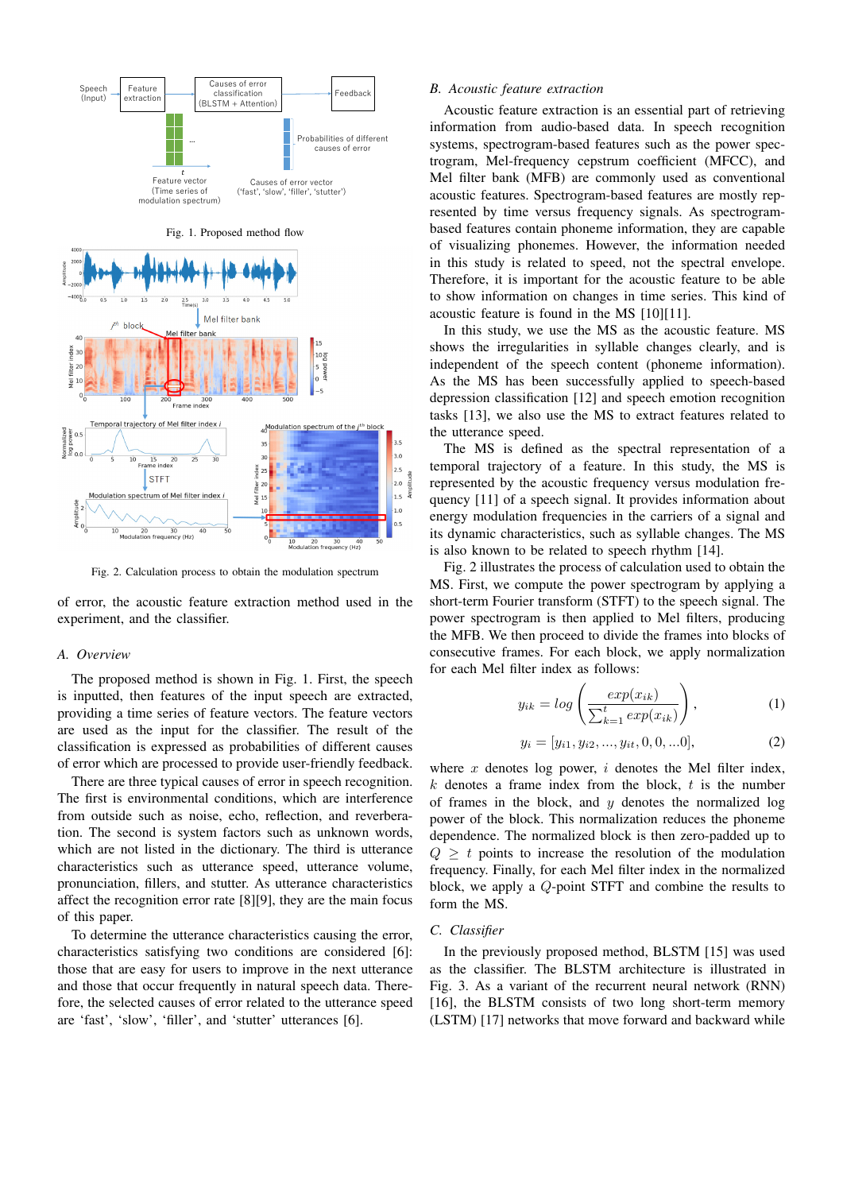Fig. 1. Proposed method flow

Fig. 2. Calculation process to obtain the modulation spectrum

of error, the acoustic feature extraction method used in the experiment, and the classifier.

### A. Overview

The proposed method is shown in Fig. 1. First, the speech is inputted, then features of the input speech are extracted, providing a time series of feature vectors. The feature vectors are used as the input for the classifier. The result of the classification is expressed as probabilities of different causes of error which are processed to provide user-friendly feedback.

There are three typical causes of error in speech recognition. The first is environmental conditions, which are interference from outside such as noise, echo, reflection, and reverberation. The second is system factors such as unknown words, which are not listed in the dictionary. The third is utterance characteristics such as utterance speed, utterance volume, pronunciation, fillers, and stutter. As utterance characteristics affect the recognition error rate [8][9], they are the main focus of this paper.

To determine the utterance characteristics causing the error, characteristics satisfying two conditions are considered [6]: those that are easy for users to improve in the next utterance and those that occur frequently in natural speech data. Therefore, the selected causes of error related to the utterance speed are 'fast', 'slow', 'filler', and 'stutter' utterances [6].

### B. Acoustic feature extraction

Acoustic feature extraction is an essential part of retrieving information from audio-based data. In speech recognition systems, spectrogram-based features such as the power spectrogram, Mel-frequency cepstrum coefficient (MFCC), and Mel filter bank (MFB) are commonly used as conventional acoustic features. Spectrogram-based features are mostly represented by time versus frequency signals. As spectrogram-based features contain phoneme information, they are capable of visualizing phonemes. However, the information needed in this study is related to speed, not the spectral envelope. Therefore, it is important for the acoustic feature to be able to show information on changes in time series. This kind of acoustic feature is found in the MS [10][11].

In this study, we use the MS as the acoustic feature. MS shows the irregularities in syllable changes clearly, and is independent of the speech content (phoneme information). As the MS has been successfully applied to speech-based depression classification [12] and speech emotion recognition tasks [13], we also use the MS to extract features related to the utterance speed.

The MS is defined as the spectral representation of a temporal trajectory of a feature. In this study, the MS is represented by the acoustic frequency versus modulation frequency [11] of a speech signal. It provides information about energy modulation frequencies in the carriers of a signal and its dynamic characteristics, such as syllable changes. The MS is also known to be related to speech rhythm [14].

Fig. 2 illustrates the process of calculation used to obtain the MS. First, we compute the power spectrogram by applying a short-term Fourier transform (STFT) to the speech signal. The power spectrogram is then applied to Mel filters, producing the MFB. We then proceed to divide the frames into blocks of consecutive frames. For each block, we apply normalization for each Mel filter index as follows:

$$y_{ik} = log\left(\frac{exp(x_{ik})}{\sum_{k=1}^{t} exp(x_{ik})}\right), \tag{1}$$

$$y_i = [y_{i1}, y_{i2}, ..., y_{it}, 0, 0, ...0], \tag{2}$$

where $x$ denotes log power, $i$ denotes the Mel filter index, $k$ denotes a frame index from the block, $t$ is the number of frames in the block, and $y$ denotes the normalized log power of the block. This normalization reduces the phoneme dependence. The normalized block is then zero-padded up to $Q \geq t$ points to increase the resolution of the modulation frequency. Finally, for each Mel filter index in the normalized block, we apply a $Q$-point STFT and combine the results to form the MS.

### C. Classifier

In the previously proposed method, BLSTM [15] was used as the classifier. The BLSTM architecture is illustrated in Fig. 3. As a variant of the recurrent neural network (RNN) [16], the BLSTM consists of two long short-term memory (LSTM) [17] networks that move forward and backward while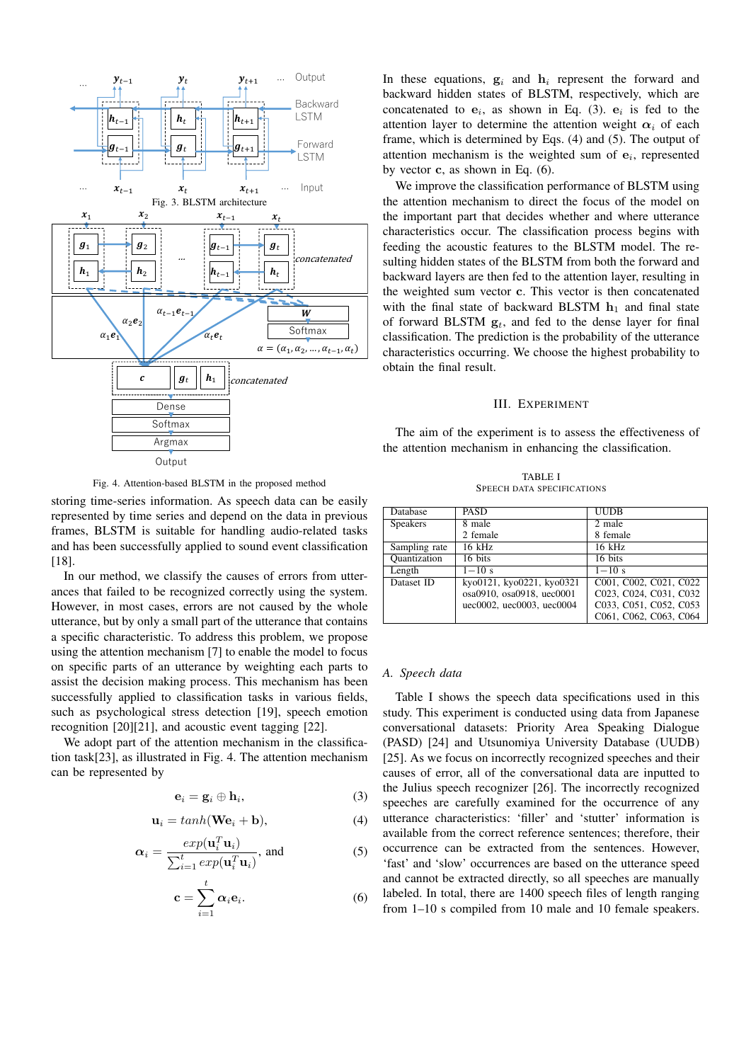Fig. 3. BLSTM architecture

Fig. 4. Attention-based BLSTM in the proposed method

storing time-series information. As speech data can be easily represented by time series and depend on the data in previous frames, BLSTM is suitable for handling audio-related tasks and has been successfully applied to sound event classification [18].

In our method, we classify the causes of errors from utterances that failed to be recognized correctly using the system. However, in most cases, errors are not caused by the whole utterance, but by only a small part of the utterance that contains a specific characteristic. To address this problem, we propose using the attention mechanism [7] to enable the model to focus on specific parts of an utterance by weighting each parts to assist the decision making process. This mechanism has been successfully applied to classification tasks in various fields, such as psychological stress detection [19], speech emotion recognition [20][21], and acoustic event tagging [22].

We adopt part of the attention mechanism in the classification task[23], as illustrated in Fig. 4. The attention mechanism can be represented by

$$\mathbf{e}_i = \mathbf{g}_i \oplus \mathbf{h}_i, \tag{3}$$

$$\mathbf{u}_i = tanh(\mathbf{W}\mathbf{e}_i + \mathbf{b}), \tag{4}$$

$$\boldsymbol{\alpha}_i = \frac{exp(\mathbf{u}_i^T \mathbf{u}_i)}{\sum_{i=1}^{t} exp(\mathbf{u}_i^T \mathbf{u}_i)}, \text{ and} \tag{5}$$

$$\mathbf{c} = \sum_{i=1}^{t} \boldsymbol{\alpha}_i \mathbf{e}_i. \tag{6}$$

In these equations, $\mathbf{g}_i$ and $\mathbf{h}_i$ represent the forward and backward hidden states of BLSTM, respectively, which are concatenated to $\mathbf{e}_i$, as shown in Eq. (3). $\mathbf{e}_i$ is fed to the attention layer to determine the attention weight $\boldsymbol{\alpha}_i$ of each frame, which is determined by Eqs. (4) and (5). The output of attention mechanism is the weighted sum of $\mathbf{e}_i$, represented by vector $\mathbf{c}$, as shown in Eq. (6).

We improve the classification performance of BLSTM using the attention mechanism to direct the focus of the model on the important part that decides whether and where utterance characteristics occur. The classification process begins with feeding the acoustic features to the BLSTM model. The resulting hidden states of the BLSTM from both the forward and backward layers are then fed to the attention layer, resulting in the weighted sum vector $\mathbf{c}$. This vector is then concatenated with the final state of backward BLSTM $\mathbf{h}_1$ and final state of forward BLSTM $\mathbf{g}_t$, and fed to the dense layer for final classification. The prediction is the probability of the utterance characteristics occurring. We choose the highest probability to obtain the final result.

## III. Experiment

The aim of the experiment is to assess the effectiveness of the attention mechanism in enhancing the classification.

TABLE I
SPEECH DATA SPECIFICATIONS

| Database | PASD | UUDB |
|---|---|---|
| Speakers | 8 male<br>2 female | 2 male<br>8 female |
| Sampling rate | 16 kHz | 16 kHz |
| Quantization | 16 bits | 16 bits |
| Length | 1−10 s | 1−10 s |
| Dataset ID | kyo0121, kyo0221, kyo0321<br>osa0910, osa0918, uec0001<br>uec0002, uec0003, uec0004 | C001, C002, C021, C022<br>C023, C024, C031, C032<br>C033, C051, C052, C053<br>C061, C062, C063, C064 |

### A. Speech data

Table I shows the speech data specifications used in this study. This experiment is conducted using data from Japanese conversational datasets: Priority Area Speaking Dialogue (PASD) [24] and Utsunomiya University Database (UUDB) [25]. As we focus on incorrectly recognized speeches and their causes of error, all of the conversational data are inputted to the Julius speech recognizer [26]. The incorrectly recognized speeches are carefully examined for the occurrence of any utterance characteristics: 'filler' and 'stutter' information is available from the correct reference sentences; therefore, their occurrence can be extracted from the sentences. However, 'fast' and 'slow' occurrences are based on the utterance speed and cannot be extracted directly, so all speeches are manually labeled. In total, there are 1400 speech files of length ranging from 1–10 s compiled from 10 male and 10 female speakers.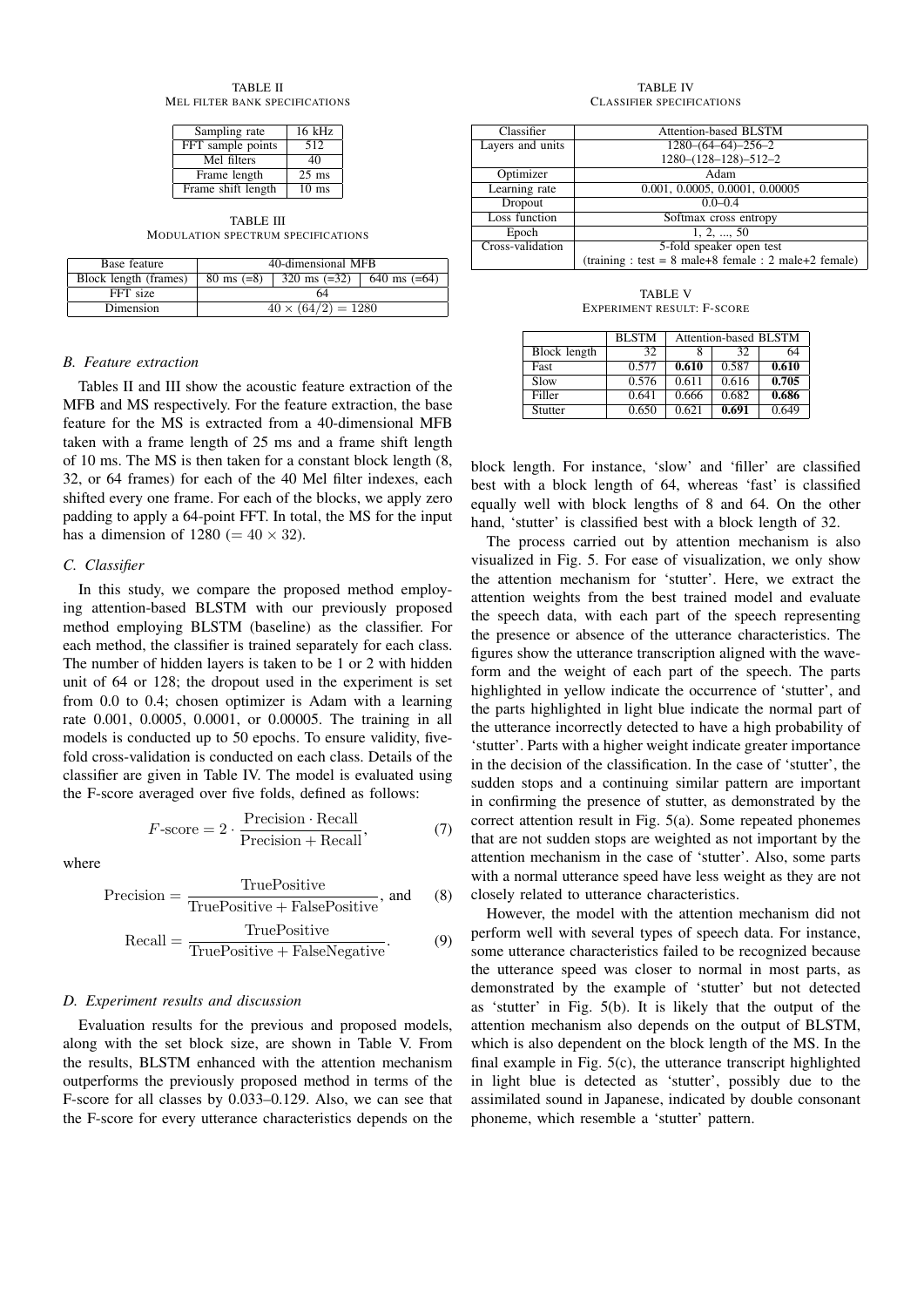TABLE II
MEL FILTER BANK SPECIFICATIONS

| Sampling rate | 16 kHz |
|---|---|
| FFT sample points | 512 |
| Mel filters | 40 |
| Frame length | 25 ms |
| Frame shift length | 10 ms |

TABLE III
MODULATION SPECTRUM SPECIFICATIONS

| Base feature | 40-dimensional MFB | | |
|---|---|---|---|
| Block length (frames) | 80 ms (=8) | 320 ms (=32) | 640 ms (=64) |
| FFT size | 64 | | |
| Dimension | $40 \times (64/2) = 1280$ | | |

### B. Feature extraction

Tables II and III show the acoustic feature extraction of the MFB and MS respectively. For the feature extraction, the base feature for the MS is extracted from a 40-dimensional MFB taken with a frame length of 25 ms and a frame shift length of 10 ms. The MS is then taken for a constant block length (8, 32, or 64 frames) for each of the 40 Mel filter indexes, each shifted every one frame. For each of the blocks, we apply zero padding to apply a 64-point FFT. In total, the MS for the input has a dimension of 1280 ($= 40 \times 32$).

### C. Classifier

In this study, we compare the proposed method employing attention-based BLSTM with our previously proposed method employing BLSTM (baseline) as the classifier. For each method, the classifier is trained separately for each class. The number of hidden layers is taken to be 1 or 2 with hidden unit of 64 or 128; the dropout used in the experiment is set from 0.0 to 0.4; chosen optimizer is Adam with a learning rate 0.001, 0.0005, 0.0001, or 0.00005. The training in all models is conducted up to 50 epochs. To ensure validity, five-fold cross-validation is conducted on each class. Details of the classifier are given in Table IV. The model is evaluated using the F-score averaged over five folds, defined as follows:

$$F\text{-score} = 2 \cdot \frac{\text{Precision} \cdot \text{Recall}}{\text{Precision} + \text{Recall}}, \tag{7}$$

where

$$\text{Precision} = \frac{\text{TruePositive}}{\text{TruePositive} + \text{FalsePositive}}, \text{ and} \tag{8}$$

$$\text{Recall} = \frac{\text{TruePositive}}{\text{TruePositive} + \text{FalseNegative}}. \tag{9}$$

### D. Experiment results and discussion

Evaluation results for the previous and proposed models, along with the set block size, are shown in Table V. From the results, BLSTM enhanced with the attention mechanism outperforms the previously proposed method in terms of the F-score for all classes by 0.033–0.129. Also, we can see that the F-score for every utterance characteristics depends on the block length. For instance, 'slow' and 'filler' are classified best with a block length of 64, whereas 'fast' is classified equally well with block lengths of 8 and 64. On the other hand, 'stutter' is classified best with a block length of 32.

TABLE IV
CLASSIFIER SPECIFICATIONS

| Classifier | Attention-based BLSTM |
|---|---|
| Layers and units | 1280–(64–64)–256–2<br>1280–(128–128)–512–2 |
| Optimizer | Adam |
| Learning rate | 0.001, 0.0005, 0.0001, 0.00005 |
| Dropout | 0.0–0.4 |
| Loss function | Softmax cross entropy |
| Epoch | 1, 2, ..., 50 |
| Cross-validation | 5-fold speaker open test<br>(training : test = 8 male+8 female : 2 male+2 female) |

TABLE V
EXPERIMENT RESULT: F-SCORE

| | BLSTM | Attention-based BLSTM | | |
|---|---|---|---|---|
| Block length | 32 | 8 | 32 | 64 |
| Fast | 0.577 | **0.610** | 0.587 | **0.610** |
| Slow | 0.576 | 0.611 | 0.616 | **0.705** |
| Filler | 0.641 | 0.666 | 0.682 | **0.686** |
| Stutter | 0.650 | 0.621 | **0.691** | 0.649 |

The process carried out by attention mechanism is also visualized in Fig. 5. For ease of visualization, we only show the attention mechanism for 'stutter'. Here, we extract the attention weights from the best trained model and evaluate the speech data, with each part of the speech representing the presence or absence of the utterance characteristics. The figures show the utterance transcription aligned with the waveform and the weight of each part of the speech. The parts highlighted in yellow indicate the occurrence of 'stutter', and the parts highlighted in light blue indicate the normal part of the utterance incorrectly detected to have a high probability of 'stutter'. Parts with a higher weight indicate greater importance in the decision of the classification. In the case of 'stutter', the sudden stops and a continuing similar pattern are important in confirming the presence of stutter, as demonstrated by the correct attention result in Fig. 5(a). Some repeated phonemes that are not sudden stops are weighted as not important by the attention mechanism in the case of 'stutter'. Also, some parts with a normal utterance speed have less weight as they are not closely related to utterance characteristics.

However, the model with the attention mechanism did not perform well with several types of speech data. For instance, some utterance characteristics failed to be recognized because the utterance speed was closer to normal in most parts, as demonstrated by the example of 'stutter' but not detected as 'stutter' in Fig. 5(b). It is likely that the output of the attention mechanism also depends on the output of BLSTM, which is also dependent on the block length of the MS. In the final example in Fig. 5(c), the utterance transcript highlighted in light blue is detected as 'stutter', possibly due to the assimilated sound in Japanese, indicated by double consonant phoneme, which resemble a 'stutter' pattern.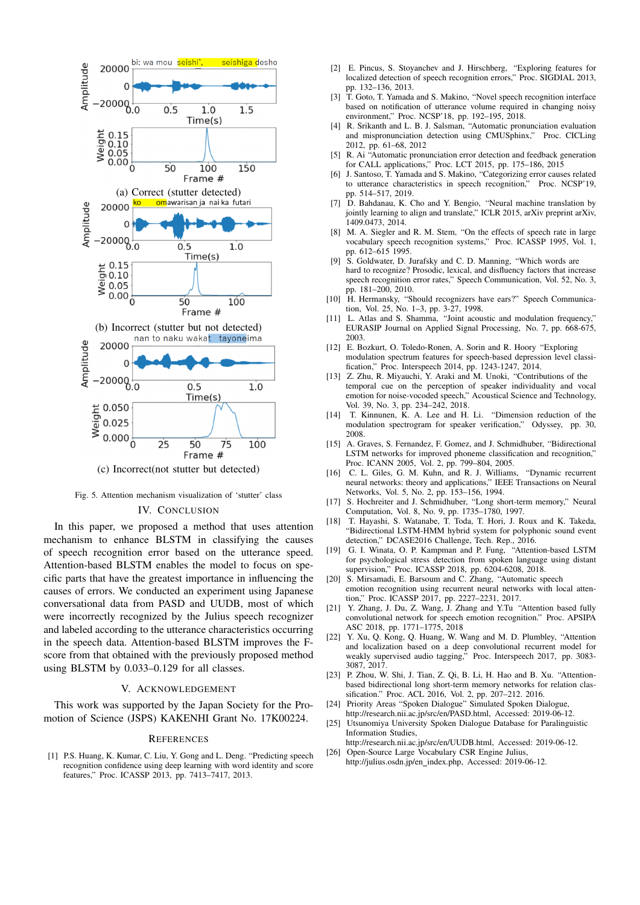bi: wa mou seishi', seishiga desho

Amplitude
20000
0
−20000
0.0 0.5 1.0 1.5
Time(s)

Weight
0.15
0.10
0.05
0.00
0 50 100 150
Frame #

(a) Correct (stutter detected)

ko omawarisan ja nai ka futari

Amplitude
20000
0
−20000
0.0 0.5 1.0
Time(s)

Weight
0.15
0.10
0.05
0.00
0 50 100
Frame #

(b) Incorrect (stutter but not detected)

nan to naku wakat tayoneima

Amplitude
20000
0
−20000
0.0 0.5 1.0
Time(s)

Weight
0.050
0.025
0.000
0 25 50 75 100
Frame #

(c) Incorrect(not stutter but detected)

Fig. 5. Attention mechanism visualization of 'stutter' class

## IV. Conclusion

In this paper, we proposed a method that uses attention mechanism to enhance BLSTM in classifying the causes of speech recognition error based on the utterance speed. Attention-based BLSTM enables the model to focus on specific parts that have the greatest importance in influencing the causes of errors. We conducted an experiment using Japanese conversational data from PASD and UUDB, most of which were incorrectly recognized by the Julius speech recognizer and labeled according to the utterance characteristics occurring in the speech data. Attention-based BLSTM improves the F-score from that obtained with the previously proposed method using BLSTM by 0.033–0.129 for all classes.

## V. Acknowledgement

This work was supported by the Japan Society for the Promotion of Science (JSPS) KAKENHI Grant No. 17K00224.

## References

[1] P.S. Huang, K. Kumar, C. Liu, Y. Gong and L. Deng. "Predicting speech recognition confidence using deep learning with word identity and score features," Proc. ICASSP 2013, pp. 7413–7417, 2013.

[2] E. Pincus, S. Stoyanchev and J. Hirschberg, "Exploring features for localized detection of speech recognition errors," Proc. SIGDIAL 2013, pp. 132–136, 2013.

[3] T. Goto, T. Yamada and S. Makino, "Novel speech recognition interface based on notification of utterance volume required in changing noisy environment," Proc. NCSP'18, pp. 192–195, 2018.

[4] R. Srikanth and L. B. J. Salsman, "Automatic pronunciation evaluation and mispronunciation detection using CMUSphinx," Proc. CICLing 2012, pp. 61–68, 2012

[5] R. Ai "Automatic pronunciation error detection and feedback generation for CALL applications," Proc. LCT 2015, pp. 175–186, 2015

[6] J. Santoso, T. Yamada and S. Makino, "Categorizing error causes related to utterance characteristics in speech recognition," Proc. NCSP'19, pp. 514–517, 2019.

[7] D. Bahdanau, K. Cho and Y. Bengio, "Neural machine translation by jointly learning to align and translate," ICLR 2015, arXiv preprint arXiv, 1409.0473, 2014.

[8] M. A. Siegler and R. M. Stem, "On the effects of speech rate in large vocabulary speech recognition systems," Proc. ICASSP 1995, Vol. 1, pp. 612–615 1995.

[9] S. Goldwater, D. Jurafsky and C. D. Manning, "Which words are hard to recognize? Prosodic, lexical, and disfluency factors that increase speech recognition error rates," Speech Communication, Vol. 52, No. 3, pp. 181–200, 2010.

[10] H. Hermansky, "Should recognizers have ears?" Speech Communication, Vol. 25, No. 1–3, pp. 3-27, 1998.

[11] L. Atlas and S. Shamma, "Joint acoustic and modulation frequency," EURASIP Journal on Applied Signal Processing, No. 7, pp. 668-675, 2003.

[12] E. Bozkurt, O. Toledo-Ronen, A. Sorin and R. Hoory "Exploring modulation spectrum features for speech-based depression level classification," Proc. Interspeech 2014, pp. 1243-1247, 2014.

[13] Z. Zhu, R. Miyauchi, Y. Araki and M. Unoki, "Contributions of the temporal cue on the perception of speaker individuality and vocal emotion for noise-vocoded speech," Acoustical Science and Technology, Vol. 39, No. 3, pp. 234–242, 2018.

[14] T. Kinnunen, K. A. Lee and H. Li. "Dimension reduction of the modulation spectrogram for speaker verification," Odyssey, pp. 30, 2008.

[15] A. Graves, S. Fernandez, F. Gomez, and J. Schmidhuber, "Bidirectional LSTM networks for improved phoneme classification and recognition," Proc. ICANN 2005, Vol. 2, pp. 799–804, 2005.

[16] C. L. Giles, G. M. Kuhn, and R. J. Williams, "Dynamic recurrent neural networks: theory and applications," IEEE Transactions on Neural Networks, Vol. 5, No. 2, pp. 153–156, 1994.

[17] S. Hochreiter and J. Schmidhuber, "Long short-term memory," Neural Computation, Vol. 8, No. 9, pp. 1735–1780, 1997.

[18] T. Hayashi, S. Watanabe, T. Toda, T. Hori, J. Roux and K. Takeda, "Bidirectional LSTM-HMM hybrid system for polyphonic sound event detection," DCASE2016 Challenge, Tech. Rep., 2016.

[19] G. I. Winata, O. P. Kampman and P. Fung, "Attention-based LSTM for psychological stress detection from spoken language using distant supervision," Proc. ICASSP 2018, pp. 6204-6208, 2018.

[20] S. Mirsamadi, E. Barsoum and C. Zhang, "Automatic speech emotion recognition using recurrent neural networks with local attention," Proc. ICASSP 2017, pp. 2227–2231, 2017.

[21] Y. Zhang, J. Du, Z. Wang, J. Zhang and Y.Tu "Attention based fully convolutional network for speech emotion recognition." Proc. APSIPA ASC 2018, pp. 1771–1775, 2018

[22] Y. Xu, Q. Kong, Q. Huang, W. Wang and M. D. Plumbley, "Attention and localization based on a deep convolutional recurrent model for weakly supervised audio tagging," Proc. Interspeech 2017, pp. 3083-3087, 2017.

[23] P. Zhou, W. Shi, J. Tian, Z. Qi, B. Li, H. Hao and B. Xu. "Attention-based bidirectional long short-term memory networks for relation classification." Proc. ACL 2016, Vol. 2, pp. 207–212. 2016.

[24] Priority Areas "Spoken Dialogue" Simulated Spoken Dialogue, http://research.nii.ac.jp/src/en/PASD.html, Accessed: 2019-06-12.

[25] Utsunomiya University Spoken Dialogue Database for Paralinguistic Information Studies, http://research.nii.ac.jp/src/en/UUDB.html, Accessed: 2019-06-12.

[26] Open-Source Large Vocabulary CSR Engine Julius, http://julius.osdn.jp/en_index.php, Accessed: 2019-06-12.